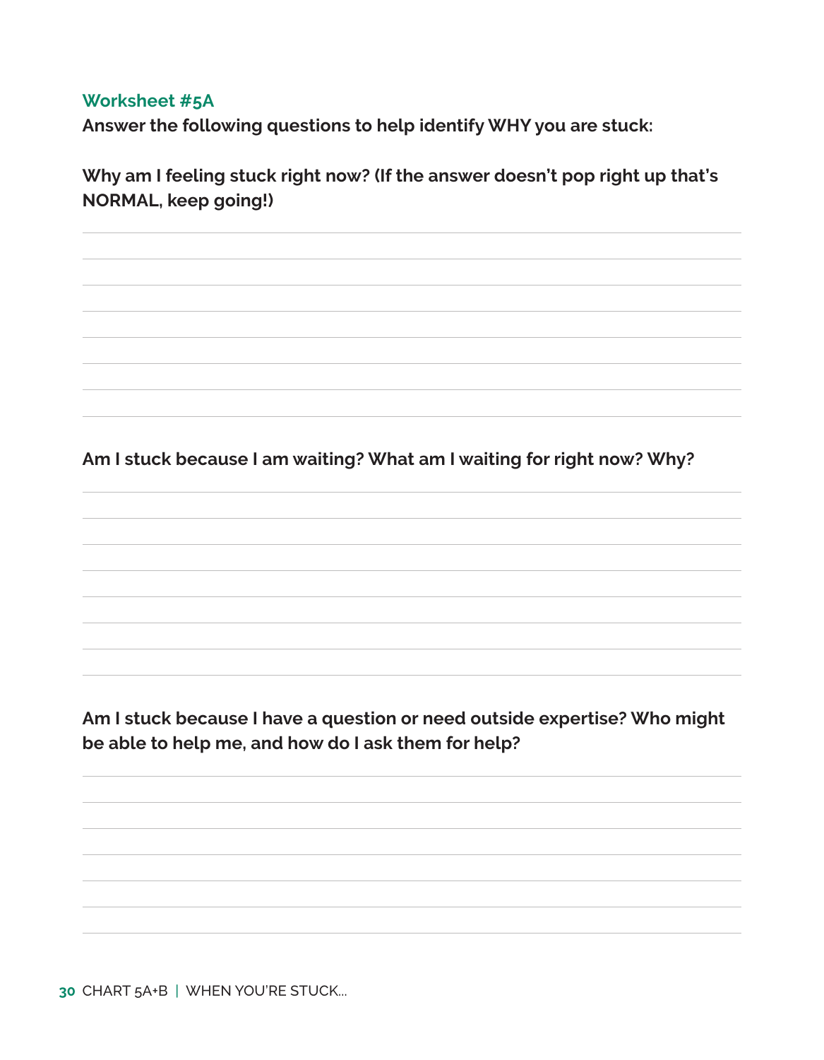## Worksheet #5A

**Answer the following questions to help identify WHY you are stuck:**

**Why am I feeling stuck right now? (If the answer doesn't pop right up that's NORMAL, keep going!)**

**Am I stuck because I am waiting? What am I waiting for right now? Why?**

**Am I stuck because I have a question or need outside expertise? Who might be able to help me, and how do I ask them for help?**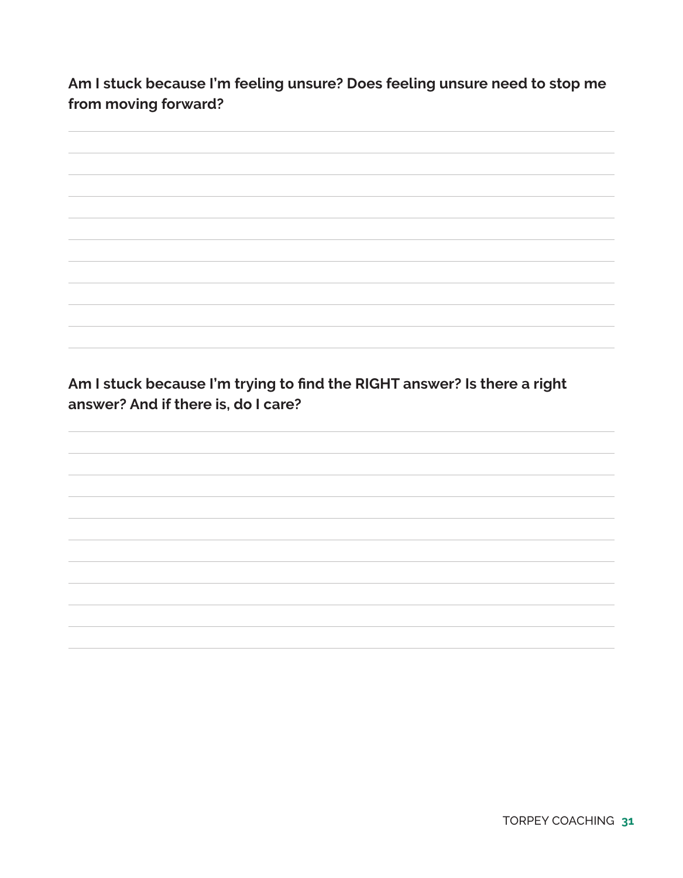**Am I stuck because I'm feeling unsure? Does feeling unsure need to stop me from moving forward?**

**Am I stuck because I'm trying to find the RIGHT answer? Is there a right answer? And if there is, do I care?**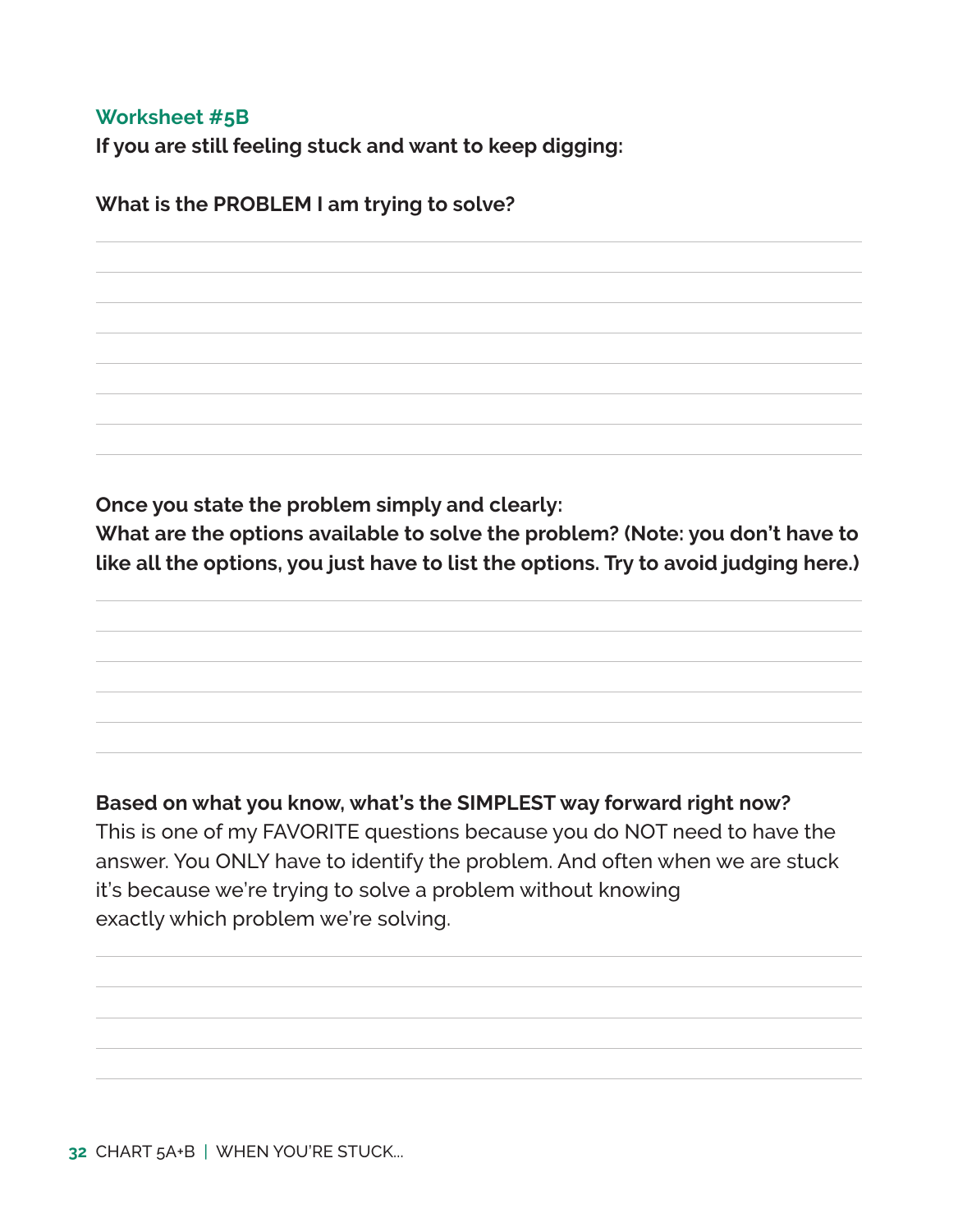## Worksheet #5B

**If you are still feeling stuck and want to keep digging:**

**What is the PROBLEM I am trying to solve?**

**Once you state the problem simply and clearly:**
**What are the options available to solve the problem? (Note: you don't have to like all the options, you just have to list the options. Try to avoid judging here.)**

**Based on what you know, what's the SIMPLEST way forward right now?**
This is one of my FAVORITE questions because you do NOT need to have the answer. You ONLY have to identify the problem. And often when we are stuck it's because we're trying to solve a problem without knowing exactly which problem we're solving.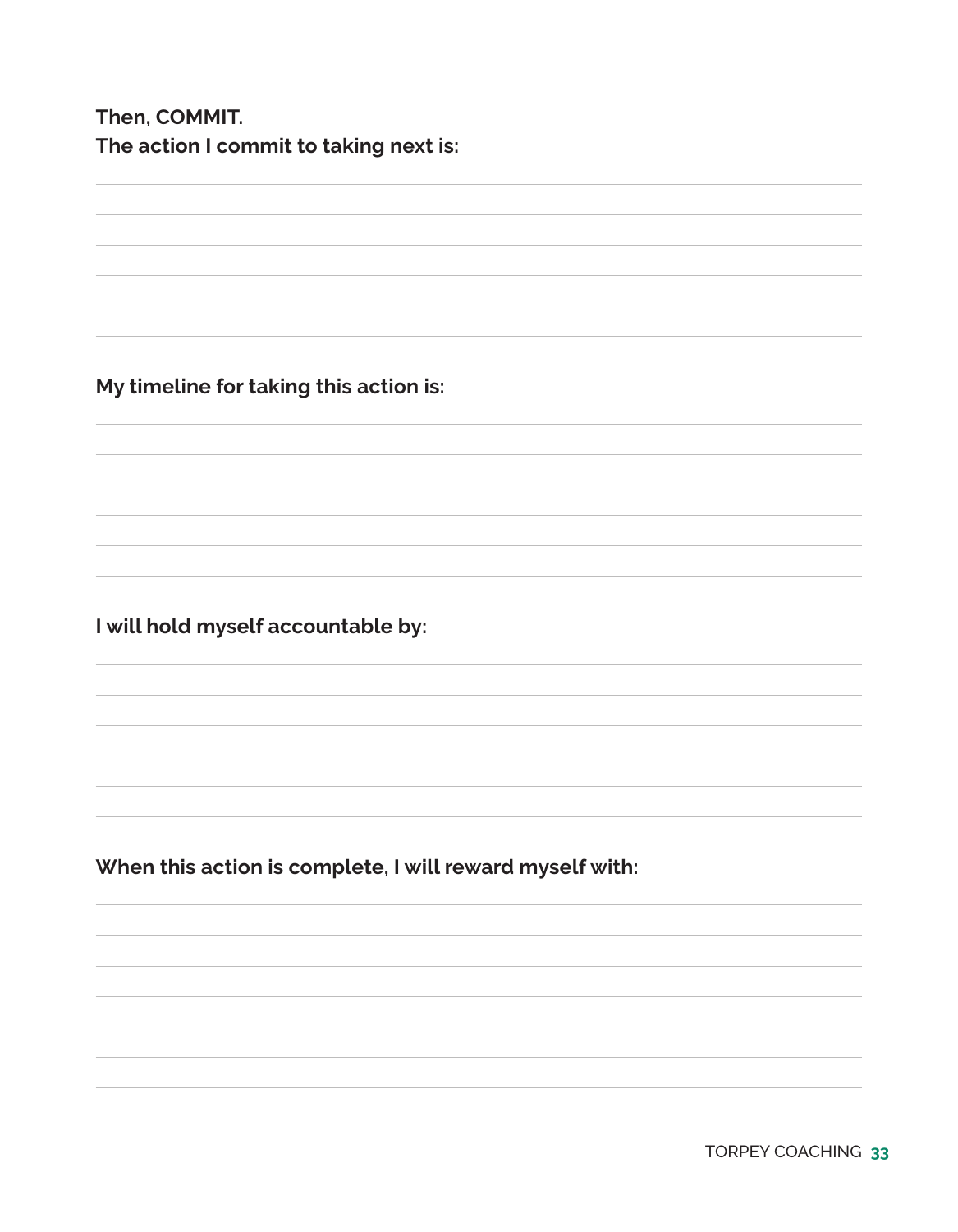**Then, COMMIT.**
**The action I commit to taking next is:**

**My timeline for taking this action is:**

**I will hold myself accountable by:**

**When this action is complete, I will reward myself with:**